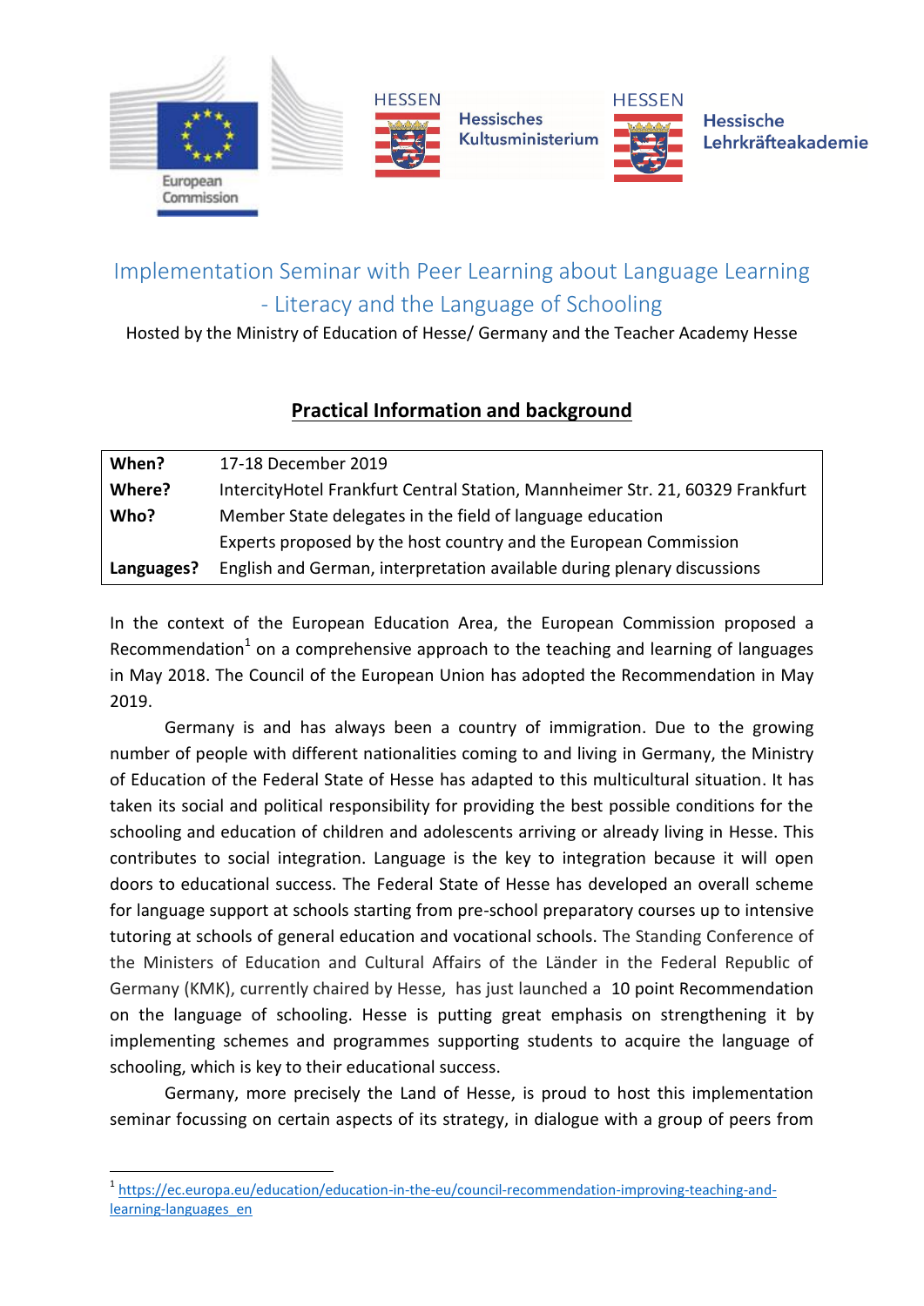European Commission | HESSEN Hessisches Kultusministerium | HESSEN Hessische Lehrkräfteakademie

# Implementation Seminar with Peer Learning about Language Learning - Literacy and the Language of Schooling

Hosted by the Ministry of Education of Hesse/ Germany and the Teacher Academy Hesse

## Practical Information and background

| | |
|---|---|
| **When?** | 17-18 December 2019 |
| **Where?** | IntercityHotel Frankfurt Central Station, Mannheimer Str. 21, 60329 Frankfurt |
| **Who?** | Member State delegates in the field of language education |
| | Experts proposed by the host country and the European Commission |
| **Languages?** | English and German, interpretation available during plenary discussions |

In the context of the European Education Area, the European Commission proposed a Recommendation[1] on a comprehensive approach to the teaching and learning of languages in May 2018. The Council of the European Union has adopted the Recommendation in May 2019.

Germany is and has always been a country of immigration. Due to the growing number of people with different nationalities coming to and living in Germany, the Ministry of Education of the Federal State of Hesse has adapted to this multicultural situation. It has taken its social and political responsibility for providing the best possible conditions for the schooling and education of children and adolescents arriving or already living in Hesse. This contributes to social integration. Language is the key to integration because it will open doors to educational success. The Federal State of Hesse has developed an overall scheme for language support at schools starting from pre-school preparatory courses up to intensive tutoring at schools of general education and vocational schools. The Standing Conference of the Ministers of Education and Cultural Affairs of the Länder in the Federal Republic of Germany (KMK), currently chaired by Hesse, has just launched a 10 point Recommendation on the language of schooling. Hesse is putting great emphasis on strengthening it by implementing schemes and programmes supporting students to acquire the language of schooling, which is key to their educational success.

Germany, more precisely the Land of Hesse, is proud to host this implementation seminar focussing on certain aspects of its strategy, in dialogue with a group of peers from

[1] https://ec.europa.eu/education/education-in-the-eu/council-recommendation-improving-teaching-and-learning-languages_en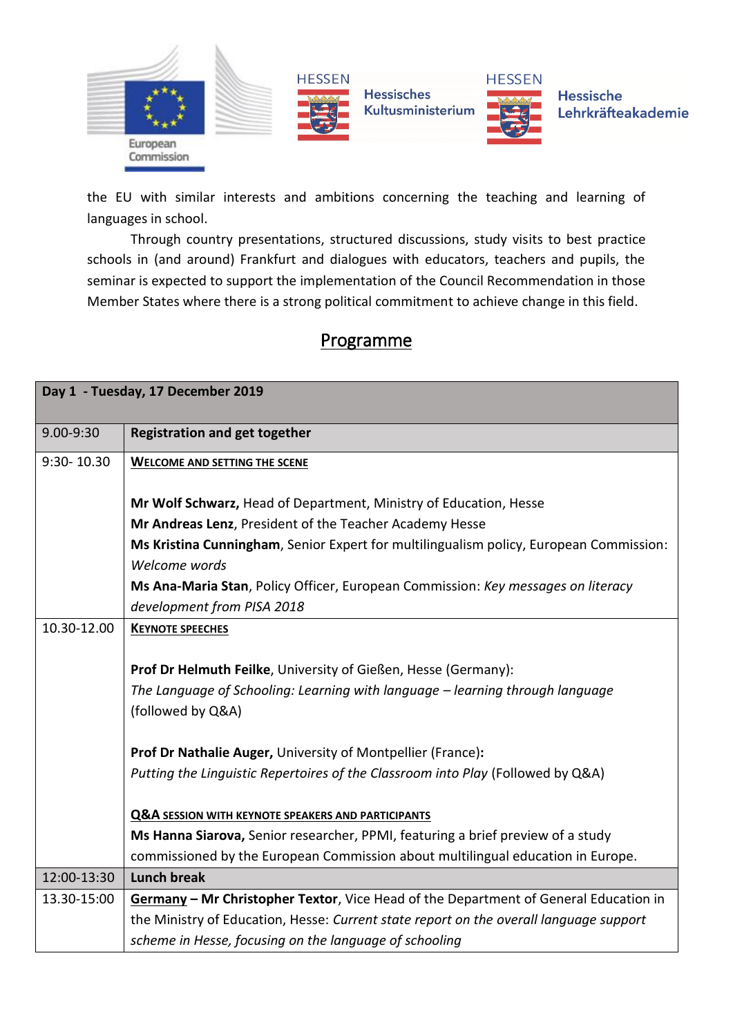the EU with similar interests and ambitions concerning the teaching and learning of languages in school.

Through country presentations, structured discussions, study visits to best practice schools in (and around) Frankfurt and dialogues with educators, teachers and pupils, the seminar is expected to support the implementation of the Council Recommendation in those Member States where there is a strong political commitment to achieve change in this field.

## Programme

| **Day 1 - Tuesday, 17 December 2019** | |
|---|---|
| 9.00-9:30 | **Registration and get together** |
| 9:30- 10.30 | **WELCOME AND SETTING THE SCENE**<br><br>**Mr Wolf Schwarz,** Head of Department, Ministry of Education, Hesse<br>**Mr Andreas Lenz**, President of the Teacher Academy Hesse<br>**Ms Kristina Cunningham**, Senior Expert for multilingualism policy, European Commission: *Welcome words*<br>**Ms Ana-Maria Stan**, Policy Officer, European Commission: *Key messages on literacy development from PISA 2018* |
| 10.30-12.00 | **KEYNOTE SPEECHES**<br><br>**Prof Dr Helmuth Feilke**, University of Gießen, Hesse (Germany):<br>*The Language of Schooling: Learning with language – learning through language* (followed by Q&A)<br><br>**Prof Dr Nathalie Auger,** University of Montpellier (France)**:**<br>*Putting the Linguistic Repertoires of the Classroom into Play* (Followed by Q&A)<br><br>**Q&A SESSION WITH KEYNOTE SPEAKERS AND PARTICIPANTS**<br>**Ms Hanna Siarova,** Senior researcher, PPMI, featuring a brief preview of a study commissioned by the European Commission about multilingual education in Europe. |
| 12:00-13:30 | **Lunch break** |
| 13.30-15:00 | **Germany – Mr Christopher Textor**, Vice Head of the Department of General Education in the Ministry of Education, Hesse: *Current state report on the overall language support scheme in Hesse, focusing on the language of schooling* |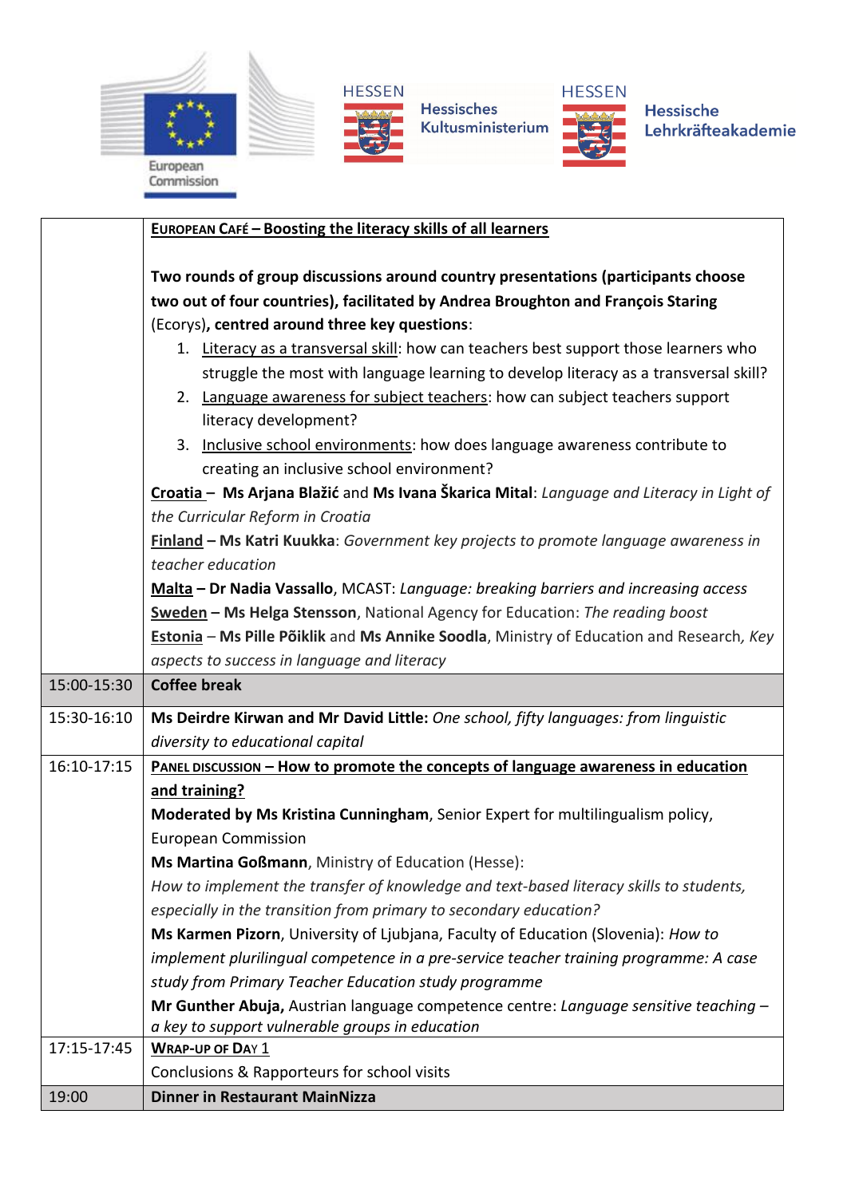European Commission | Hessisches Kultusministerium | Hessische Lehrkräfteakademie

| | |
|---|---|
| | **EUROPEAN CAFÉ – Boosting the literacy skills of all learners**<br><br>**Two rounds of group discussions around country presentations (participants choose two out of four countries), facilitated by Andrea Broughton and François Staring** (Ecorys)**, centred around three key questions**:<br>1. Literacy as a transversal skill: how can teachers best support those learners who struggle the most with language learning to develop literacy as a transversal skill?<br>2. Language awareness for subject teachers: how can subject teachers support literacy development?<br>3. Inclusive school environments: how does language awareness contribute to creating an inclusive school environment?<br><br>**Croatia – Ms Arjana Blažić** and **Ms Ivana Škarica Mital**: *Language and Literacy in Light of the Curricular Reform in Croatia*<br>**Finland – Ms Katri Kuukka**: *Government key projects to promote language awareness in teacher education*<br>**Malta – Dr Nadia Vassallo**, MCAST: *Language: breaking barriers and increasing access*<br>**Sweden – Ms Helga Stensson**, National Agency for Education: *The reading boost*<br>**Estonia** – **Ms Pille Põiklik** and **Ms Annike Soodla**, Ministry of Education and Research, *Key aspects to success in language and literacy* |
| 15:00-15:30 | **Coffee break** |
| 15:30-16:10 | **Ms Deirdre Kirwan and Mr David Little:** *One school, fifty languages: from linguistic diversity to educational capital* |
| 16:10-17:15 | **PANEL DISCUSSION – How to promote the concepts of language awareness in education and training?**<br>**Moderated by Ms Kristina Cunningham**, Senior Expert for multilingualism policy, European Commission<br>**Ms Martina Goßmann**, Ministry of Education (Hesse):<br>*How to implement the transfer of knowledge and text-based literacy skills to students, especially in the transition from primary to secondary education?*<br>**Ms Karmen Pizorn**, University of Ljubjana, Faculty of Education (Slovenia): *How to implement plurilingual competence in a pre-service teacher training programme: A case study from Primary Teacher Education study programme*<br>**Mr Gunther Abuja,** Austrian language competence centre: *Language sensitive teaching – a key to support vulnerable groups in education* |
| 17:15-17:45 | **WRAP-UP OF DAY 1**<br>Conclusions & Rapporteurs for school visits |
| 19:00 | **Dinner in Restaurant MainNizza** |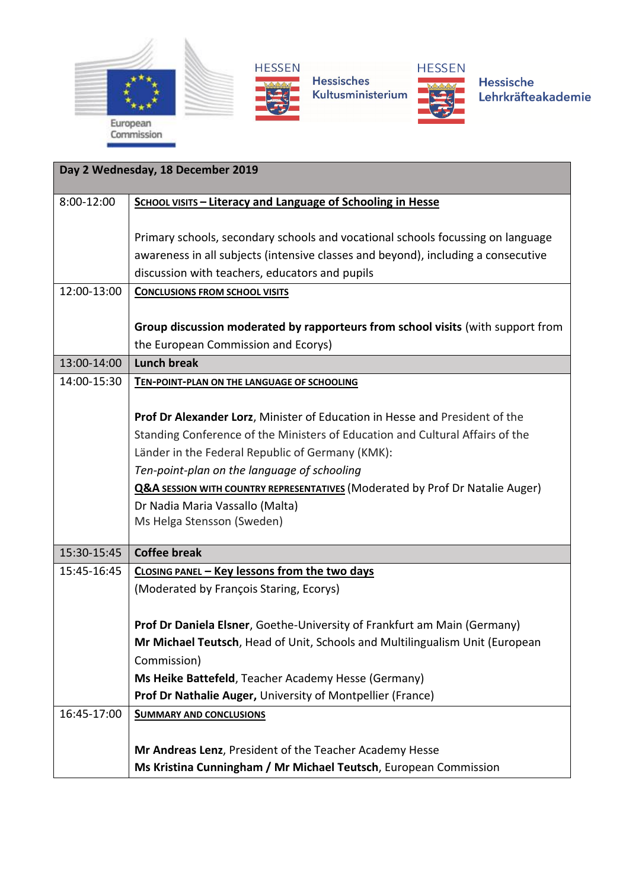European Commission | HESSEN Hessisches Kultusministerium | HESSEN Hessische Lehrkräfteakademie

| Day 2 Wednesday, 18 December 2019 | |
|---|---|
| 8:00-12:00 | **SCHOOL VISITS – Literacy and Language of Schooling in Hesse**<br><br>Primary schools, secondary schools and vocational schools focussing on language awareness in all subjects (intensive classes and beyond), including a consecutive discussion with teachers, educators and pupils |
| 12:00-13:00 | **CONCLUSIONS FROM SCHOOL VISITS**<br><br>**Group discussion moderated by rapporteurs from school visits** (with support from the European Commission and Ecorys) |
| 13:00-14:00 | **Lunch break** |
| 14:00-15:30 | **TEN-POINT-PLAN ON THE LANGUAGE OF SCHOOLING**<br><br>**Prof Dr Alexander Lorz**, Minister of Education in Hesse and President of the Standing Conference of the Ministers of Education and Cultural Affairs of the Länder in the Federal Republic of Germany (KMK):<br>*Ten-point-plan on the language of schooling*<br>**Q&A SESSION WITH COUNTRY REPRESENTATIVES** (Moderated by Prof Dr Natalie Auger)<br>Dr Nadia Maria Vassallo (Malta)<br>Ms Helga Stensson (Sweden) |
| 15:30-15:45 | **Coffee break** |
| 15:45-16:45 | **CLOSING PANEL – Key lessons from the two days**<br>(Moderated by François Staring, Ecorys)<br><br>**Prof Dr Daniela Elsner**, Goethe-University of Frankfurt am Main (Germany)<br>**Mr Michael Teutsch**, Head of Unit, Schools and Multilingualism Unit (European Commission)<br>**Ms Heike Battefeld**, Teacher Academy Hesse (Germany)<br>**Prof Dr Nathalie Auger,** University of Montpellier (France) |
| 16:45-17:00 | **SUMMARY AND CONCLUSIONS**<br><br>**Mr Andreas Lenz**, President of the Teacher Academy Hesse<br>**Ms Kristina Cunningham / Mr Michael Teutsch**, European Commission |